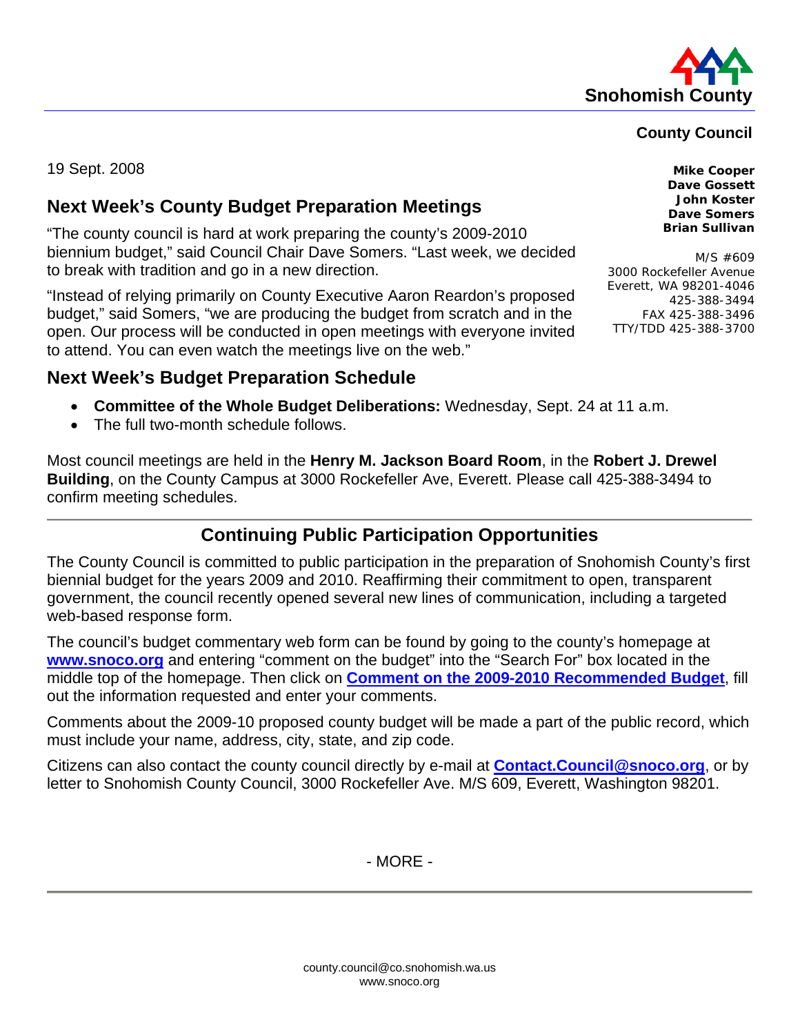**Snohomish County**

**County Council**

**Mike Cooper**
**Dave Gossett**
**John Koster**
**Dave Somers**
**Brian Sullivan**

M/S #609
3000 Rockefeller Avenue
Everett, WA 98201-4046
425-388-3494
FAX 425-388-3496
TTY/TDD 425-388-3700

19 Sept. 2008

## Next Week's County Budget Preparation Meetings

"The county council is hard at work preparing the county's 2009-2010 biennium budget," said Council Chair Dave Somers. "Last week, we decided to break with tradition and go in a new direction.

"Instead of relying primarily on County Executive Aaron Reardon's proposed budget," said Somers, "we are producing the budget from scratch and in the open. Our process will be conducted in open meetings with everyone invited to attend. You can even watch the meetings live on the web."

## Next Week's Budget Preparation Schedule

- **Committee of the Whole Budget Deliberations:** Wednesday, Sept. 24 at 11 a.m.
- The full two-month schedule follows.

Most council meetings are held in the **Henry M. Jackson Board Room**, in the **Robert J. Drewel Building**, on the County Campus at 3000 Rockefeller Ave, Everett. Please call 425-388-3494 to confirm meeting schedules.

---

## Continuing Public Participation Opportunities

The County Council is committed to public participation in the preparation of Snohomish County's first biennial budget for the years 2009 and 2010. Reaffirming their commitment to open, transparent government, the council recently opened several new lines of communication, including a targeted web-based response form.

The council's budget commentary web form can be found by going to the county's homepage at **www.snoco.org** and entering "comment on the budget" into the "Search For" box located in the middle top of the homepage. Then click on **Comment on the 2009-2010 Recommended Budget**, fill out the information requested and enter your comments.

Comments about the 2009-10 proposed county budget will be made a part of the public record, which must include your name, address, city, state, and zip code.

Citizens can also contact the county council directly by e-mail at **Contact.Council@snoco.org**, or by letter to Snohomish County Council, 3000 Rockefeller Ave. M/S 609, Everett, Washington 98201.

- MORE -

county.council@co.snohomish.wa.us
www.snoco.org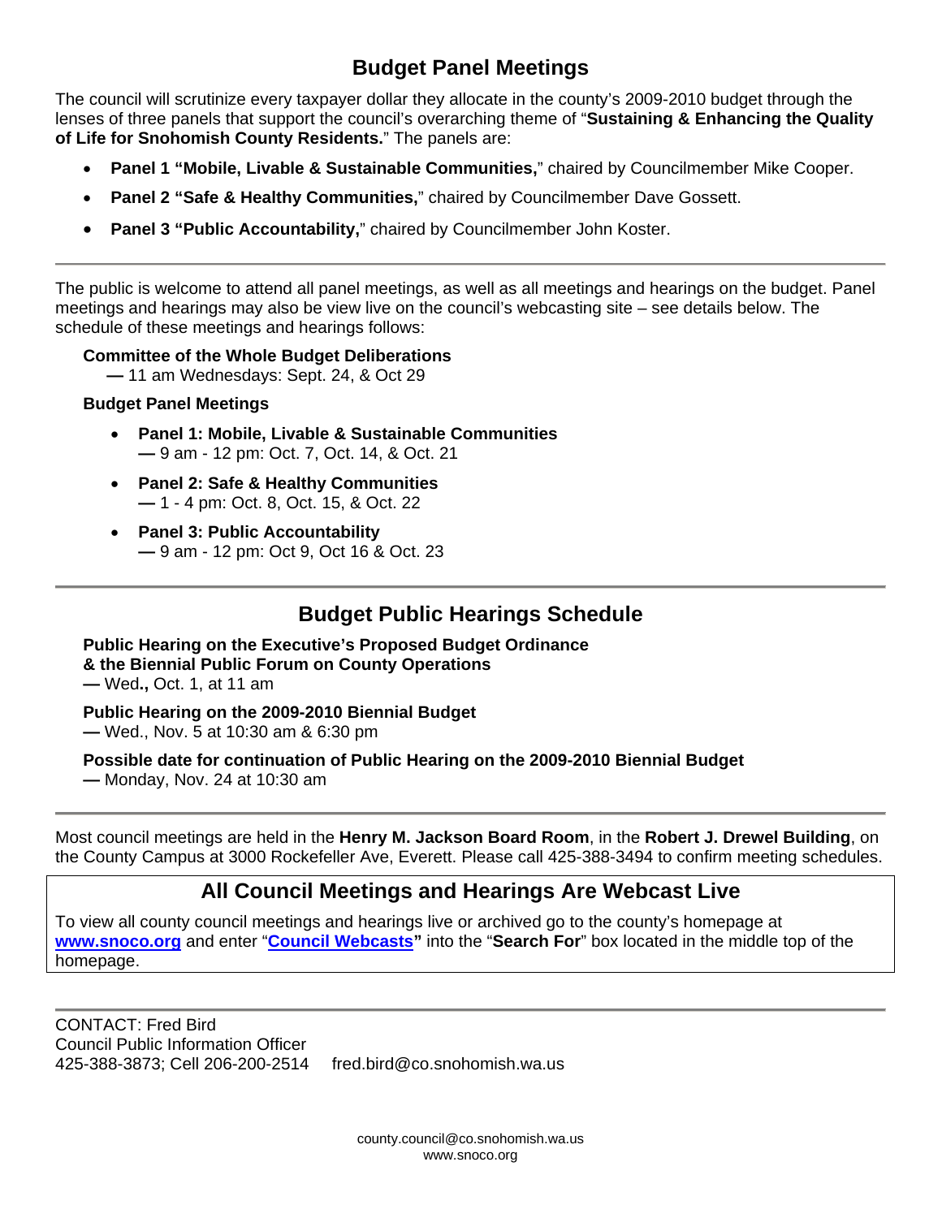## Budget Panel Meetings

The council will scrutinize every taxpayer dollar they allocate in the county's 2009-2010 budget through the lenses of three panels that support the council's overarching theme of "**Sustaining & Enhancing the Quality of Life for Snohomish County Residents.**" The panels are:

- **Panel 1 "Mobile, Livable & Sustainable Communities,**" chaired by Councilmember Mike Cooper.
- **Panel 2 "Safe & Healthy Communities,**" chaired by Councilmember Dave Gossett.
- **Panel 3 "Public Accountability,**" chaired by Councilmember John Koster.

---

The public is welcome to attend all panel meetings, as well as all meetings and hearings on the budget. Panel meetings and hearings may also be view live on the council's webcasting site – see details below. The schedule of these meetings and hearings follows:

**Committee of the Whole Budget Deliberations**
— 11 am Wednesdays: Sept. 24, & Oct 29

**Budget Panel Meetings**

- **Panel 1: Mobile, Livable & Sustainable Communities**
  — 9 am - 12 pm: Oct. 7, Oct. 14, & Oct. 21
- **Panel 2: Safe & Healthy Communities**
  — 1 - 4 pm: Oct. 8, Oct. 15, & Oct. 22
- **Panel 3: Public Accountability**
  — 9 am - 12 pm: Oct 9, Oct 16 & Oct. 23

---

## Budget Public Hearings Schedule

**Public Hearing on the Executive's Proposed Budget Ordinance & the Biennial Public Forum on County Operations**
— Wed**.,** Oct. 1, at 11 am

**Public Hearing on the 2009-2010 Biennial Budget**
— Wed., Nov. 5 at 10:30 am & 6:30 pm

**Possible date for continuation of Public Hearing on the 2009-2010 Biennial Budget**
— Monday, Nov. 24 at 10:30 am

---

Most council meetings are held in the **Henry M. Jackson Board Room**, in the **Robert J. Drewel Building**, on the County Campus at 3000 Rockefeller Ave, Everett. Please call 425-388-3494 to confirm meeting schedules.

## All Council Meetings and Hearings Are Webcast Live

To view all county council meetings and hearings live or archived go to the county's homepage at **www.snoco.org** and enter "**Council Webcasts"** into the "**Search For**" box located in the middle top of the homepage.

---

CONTACT: Fred Bird
Council Public Information Officer
425-388-3873; Cell 206-200-2514 fred.bird@co.snohomish.wa.us

county.council@co.snohomish.wa.us
www.snoco.org